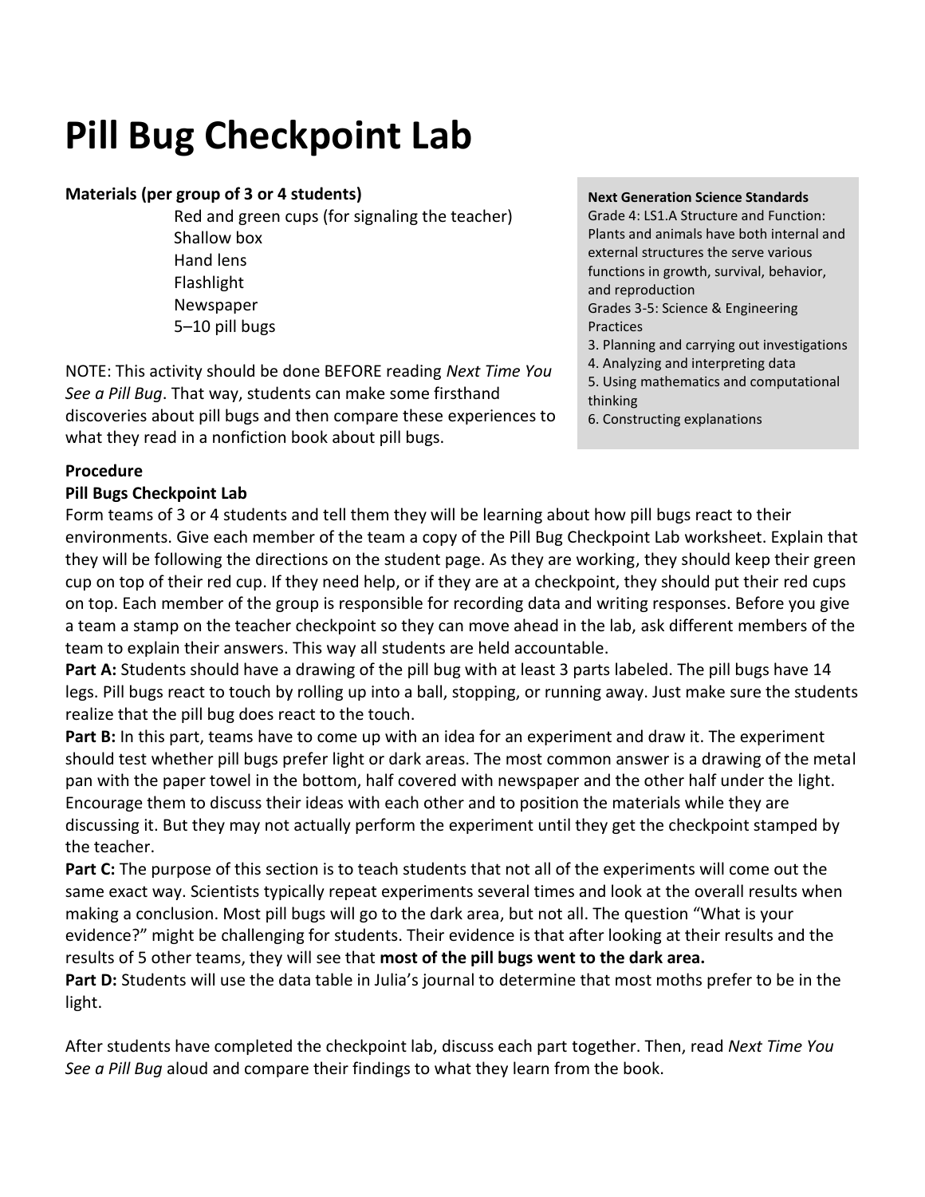# Pill Bug Checkpoint Lab

**Materials (per group of 3 or 4 students)**

- Red and green cups (for signaling the teacher)
- Shallow box
- Hand lens
- Flashlight
- Newspaper
- 5–10 pill bugs

NOTE: This activity should be done BEFORE reading *Next Time You See a Pill Bug*. That way, students can make some firsthand discoveries about pill bugs and then compare these experiences to what they read in a nonfiction book about pill bugs.

**Next Generation Science Standards**

Grade 4: LS1.A Structure and Function: Plants and animals have both internal and external structures the serve various functions in growth, survival, behavior, and reproduction

Grades 3-5: Science & Engineering Practices

3. Planning and carrying out investigations
4. Analyzing and interpreting data
5. Using mathematics and computational thinking
6. Constructing explanations

**Procedure**

**Pill Bugs Checkpoint Lab**

Form teams of 3 or 4 students and tell them they will be learning about how pill bugs react to their environments. Give each member of the team a copy of the Pill Bug Checkpoint Lab worksheet. Explain that they will be following the directions on the student page. As they are working, they should keep their green cup on top of their red cup. If they need help, or if they are at a checkpoint, they should put their red cups on top. Each member of the group is responsible for recording data and writing responses. Before you give a team a stamp on the teacher checkpoint so they can move ahead in the lab, ask different members of the team to explain their answers. This way all students are held accountable.

**Part A:** Students should have a drawing of the pill bug with at least 3 parts labeled. The pill bugs have 14 legs. Pill bugs react to touch by rolling up into a ball, stopping, or running away. Just make sure the students realize that the pill bug does react to the touch.

**Part B:** In this part, teams have to come up with an idea for an experiment and draw it. The experiment should test whether pill bugs prefer light or dark areas. The most common answer is a drawing of the metal pan with the paper towel in the bottom, half covered with newspaper and the other half under the light. Encourage them to discuss their ideas with each other and to position the materials while they are discussing it. But they may not actually perform the experiment until they get the checkpoint stamped by the teacher.

**Part C:** The purpose of this section is to teach students that not all of the experiments will come out the same exact way. Scientists typically repeat experiments several times and look at the overall results when making a conclusion. Most pill bugs will go to the dark area, but not all. The question "What is your evidence?" might be challenging for students. Their evidence is that after looking at their results and the results of 5 other teams, they will see that **most of the pill bugs went to the dark area.**

**Part D:** Students will use the data table in Julia's journal to determine that most moths prefer to be in the light.

After students have completed the checkpoint lab, discuss each part together. Then, read *Next Time You See a Pill Bug* aloud and compare their findings to what they learn from the book.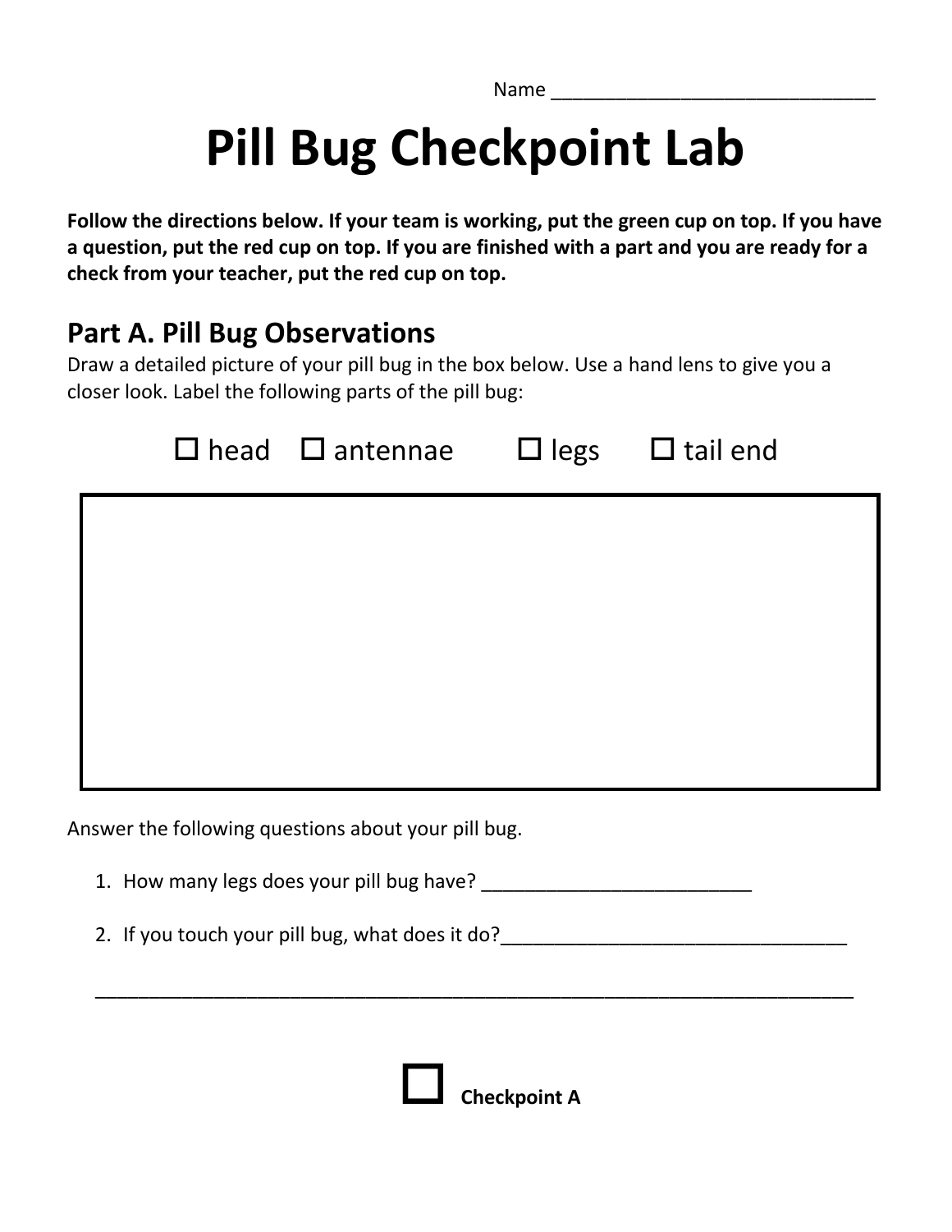Name ______________________________

# Pill Bug Checkpoint Lab

**Follow the directions below. If your team is working, put the green cup on top. If you have a question, put the red cup on top. If you are finished with a part and you are ready for a check from your teacher, put the red cup on top.**

## Part A. Pill Bug Observations

Draw a detailed picture of your pill bug in the box below. Use a hand lens to give you a closer look. Label the following parts of the pill bug:

☐ head ☐ antennae ☐ legs ☐ tail end

Answer the following questions about your pill bug.

1. How many legs does your pill bug have? _________________________
2. If you touch your pill bug, what does it do?________________________________

________________________________________________________________________

☐ **Checkpoint A**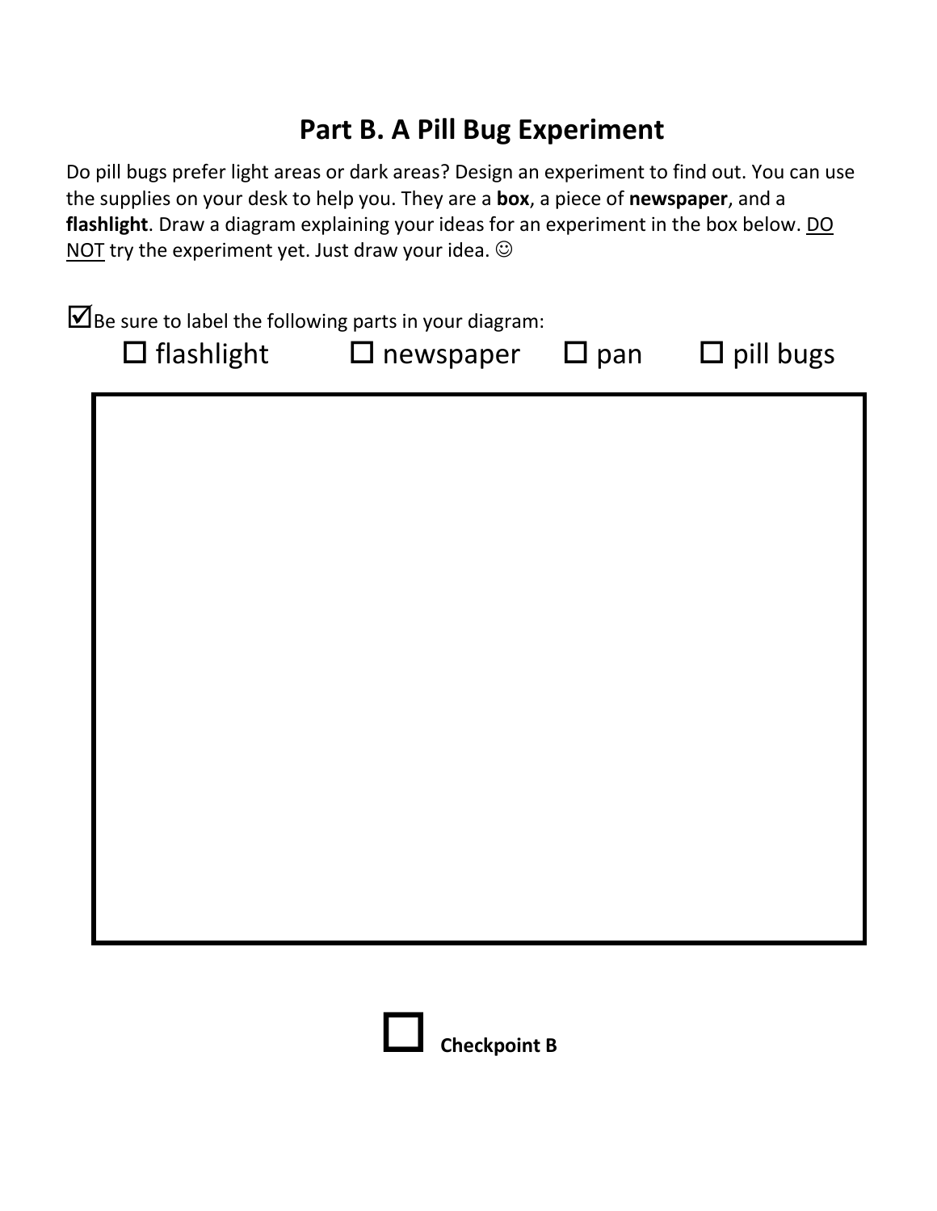# Part B. A Pill Bug Experiment

Do pill bugs prefer light areas or dark areas? Design an experiment to find out. You can use the supplies on your desk to help you. They are a **box**, a piece of **newspaper**, and a **flashlight**. Draw a diagram explaining your ideas for an experiment in the box below. <u>DO NOT</u> try the experiment yet. Just draw your idea. ☺

☑ Be sure to label the following parts in your diagram:

☐ flashlight ☐ newspaper ☐ pan ☐ pill bugs

☐ **Checkpoint B**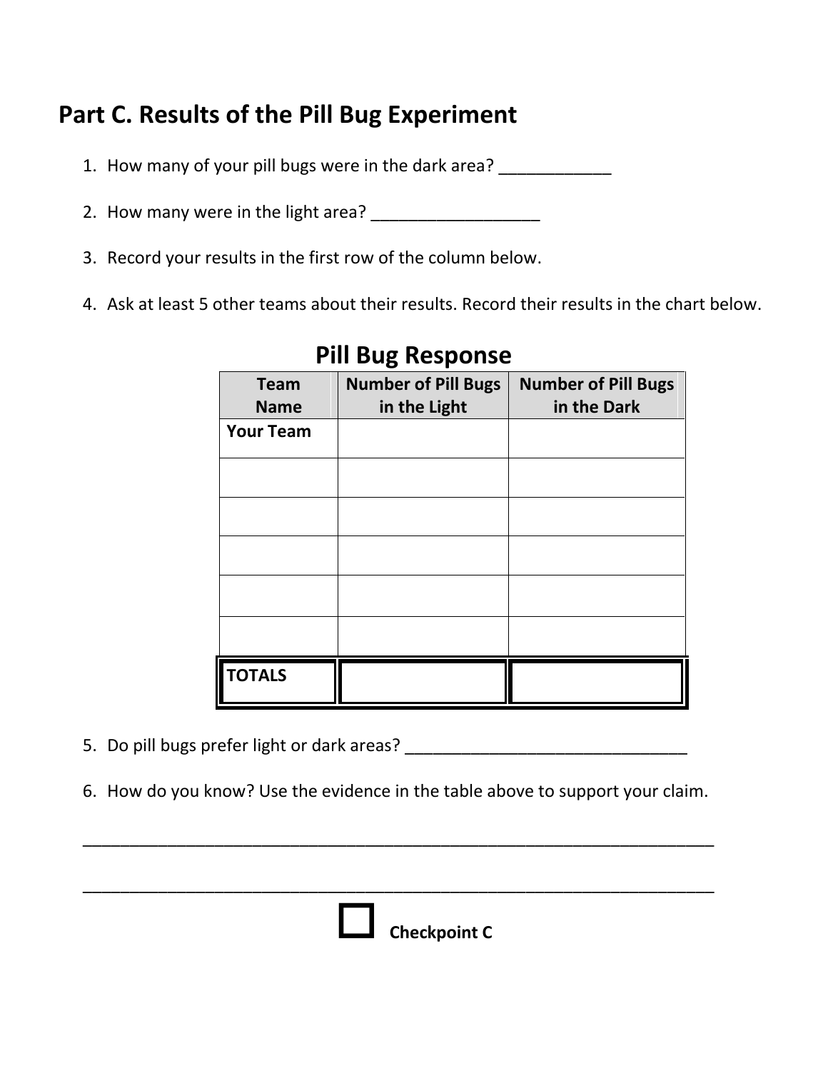## Part C. Results of the Pill Bug Experiment

1. How many of your pill bugs were in the dark area? ____________

2. How many were in the light area? __________________

3. Record your results in the first row of the column below.

4. Ask at least 5 other teams about their results. Record their results in the chart below.

### Pill Bug Response

| Team Name | Number of Pill Bugs in the Light | Number of Pill Bugs in the Dark |
|---|---|---|
| **Your Team** | | |
| | | |
| | | |
| | | |
| | | |
| | | |
| **TOTALS** | | |

5. Do pill bugs prefer light or dark areas? _______________________________

6. How do you know? Use the evidence in the table above to support your claim.

_____________________________________________________________________

_____________________________________________________________________

☐ **Checkpoint C**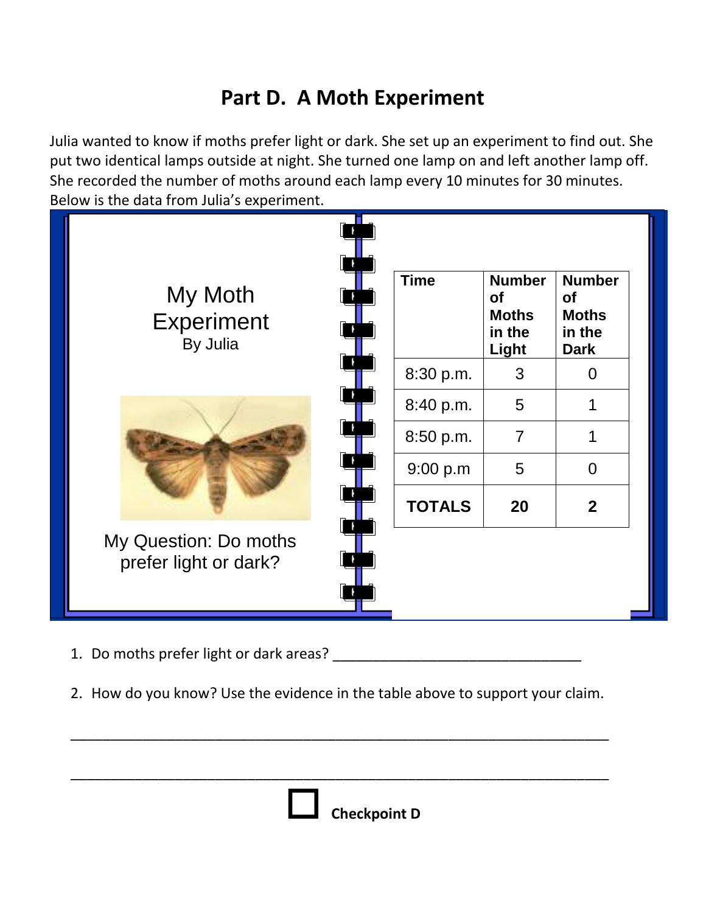# Part D. A Moth Experiment

Julia wanted to know if moths prefer light or dark. She set up an experiment to find out. She put two identical lamps outside at night. She turned one lamp on and left another lamp off. She recorded the number of moths around each lamp every 10 minutes for 30 minutes. Below is the data from Julia's experiment.

My Moth Experiment
By Julia

My Question: Do moths prefer light or dark?

| Time | Number of Moths in the Light | Number of Moths in the Dark |
|---|---|---|
| 8:30 p.m. | 3 | 0 |
| 8:40 p.m. | 5 | 1 |
| 8:50 p.m. | 7 | 1 |
| 9:00 p.m | 5 | 0 |
| **TOTALS** | **20** | **2** |

1. Do moths prefer light or dark areas? ________________________________

2. How do you know? Use the evidence in the table above to support your claim.

_______________________________________________________________________

_______________________________________________________________________

☐ **Checkpoint D**